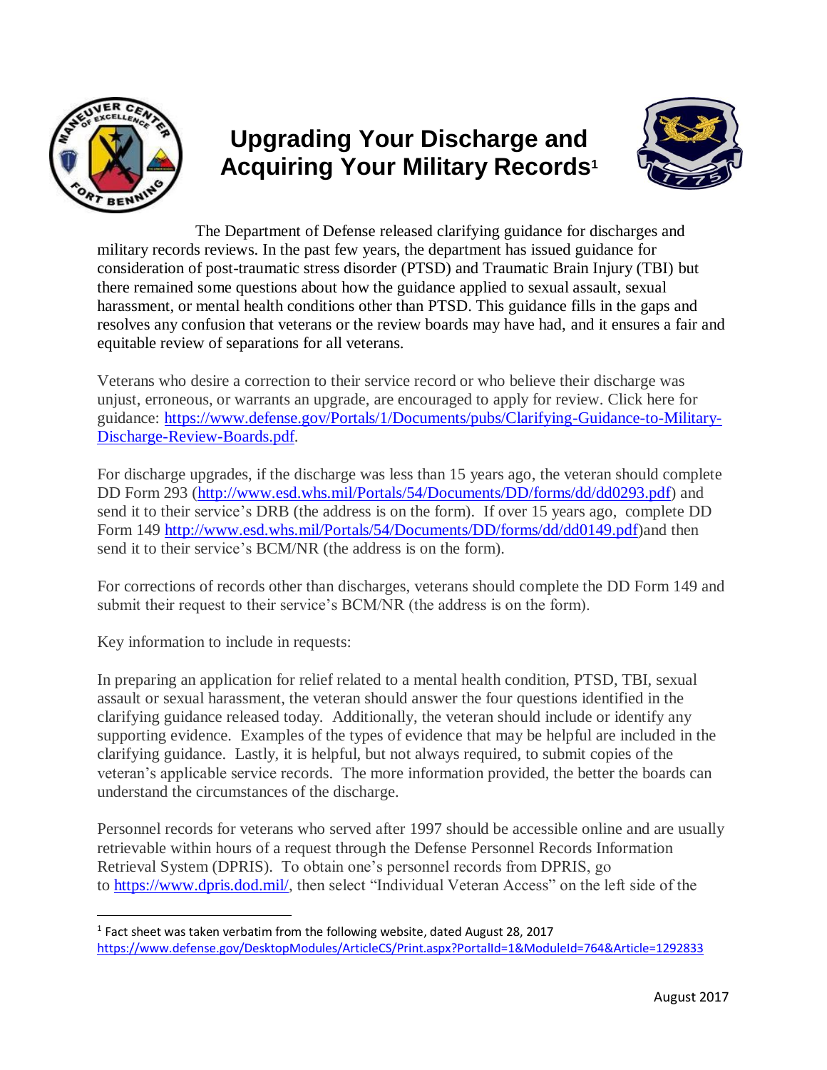# Upgrading Your Discharge and Acquiring Your Military Records[1]

The Department of Defense released clarifying guidance for discharges and military records reviews. In the past few years, the department has issued guidance for consideration of post-traumatic stress disorder (PTSD) and Traumatic Brain Injury (TBI) but there remained some questions about how the guidance applied to sexual assault, sexual harassment, or mental health conditions other than PTSD. This guidance fills in the gaps and resolves any confusion that veterans or the review boards may have had, and it ensures a fair and equitable review of separations for all veterans.

Veterans who desire a correction to their service record or who believe their discharge was unjust, erroneous, or warrants an upgrade, are encouraged to apply for review. Click here for guidance: https://www.defense.gov/Portals/1/Documents/pubs/Clarifying-Guidance-to-Military-Discharge-Review-Boards.pdf.

For discharge upgrades, if the discharge was less than 15 years ago, the veteran should complete DD Form 293 (http://www.esd.whs.mil/Portals/54/Documents/DD/forms/dd/dd0293.pdf) and send it to their service's DRB (the address is on the form). If over 15 years ago, complete DD Form 149 http://www.esd.whs.mil/Portals/54/Documents/DD/forms/dd/dd0149.pdf)and then send it to their service's BCM/NR (the address is on the form).

For corrections of records other than discharges, veterans should complete the DD Form 149 and submit their request to their service's BCM/NR (the address is on the form).

Key information to include in requests:

In preparing an application for relief related to a mental health condition, PTSD, TBI, sexual assault or sexual harassment, the veteran should answer the four questions identified in the clarifying guidance released today. Additionally, the veteran should include or identify any supporting evidence. Examples of the types of evidence that may be helpful are included in the clarifying guidance. Lastly, it is helpful, but not always required, to submit copies of the veteran's applicable service records. The more information provided, the better the boards can understand the circumstances of the discharge.

Personnel records for veterans who served after 1997 should be accessible online and are usually retrievable within hours of a request through the Defense Personnel Records Information Retrieval System (DPRIS). To obtain one's personnel records from DPRIS, go to https://www.dpris.dod.mil/, then select "Individual Veteran Access" on the left side of the

---

[1] Fact sheet was taken verbatim from the following website, dated August 28, 2017 https://www.defense.gov/DesktopModules/ArticleCS/Print.aspx?PortalId=1&ModuleId=764&Article=1292833

August 2017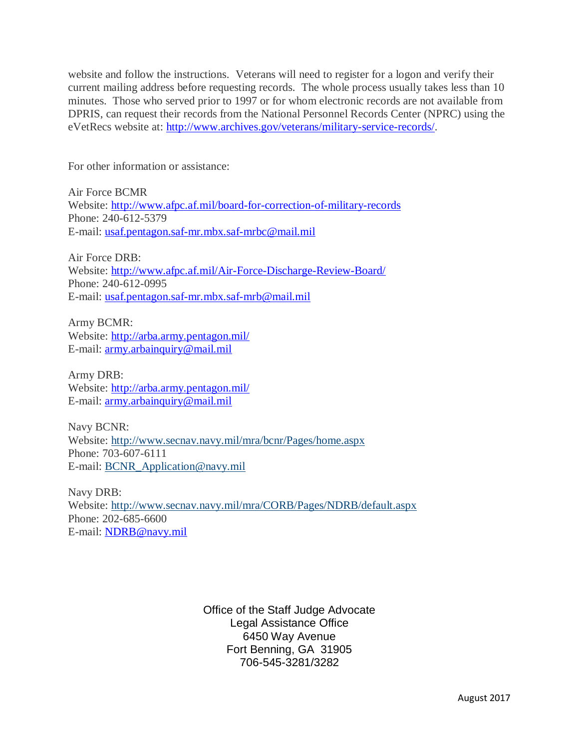website and follow the instructions. Veterans will need to register for a logon and verify their current mailing address before requesting records. The whole process usually takes less than 10 minutes. Those who served prior to 1997 or for whom electronic records are not available from DPRIS, can request their records from the National Personnel Records Center (NPRC) using the eVetRecs website at: http://www.archives.gov/veterans/military-service-records/.

For other information or assistance:

Air Force BCMR
Website: http://www.afpc.af.mil/board-for-correction-of-military-records
Phone: 240-612-5379
E-mail: usaf.pentagon.saf-mr.mbx.saf-mrbc@mail.mil

Air Force DRB:
Website: http://www.afpc.af.mil/Air-Force-Discharge-Review-Board/
Phone: 240-612-0995
E-mail: usaf.pentagon.saf-mr.mbx.saf-mrb@mail.mil

Army BCMR:
Website: http://arba.army.pentagon.mil/
E-mail: army.arbainquiry@mail.mil

Army DRB:
Website: http://arba.army.pentagon.mil/
E-mail: army.arbainquiry@mail.mil

Navy BCNR:
Website: http://www.secnav.navy.mil/mra/bcnr/Pages/home.aspx
Phone: 703-607-6111
E-mail: BCNR_Application@navy.mil

Navy DRB:
Website: http://www.secnav.navy.mil/mra/CORB/Pages/NDRB/default.aspx
Phone: 202-685-6600
E-mail: NDRB@navy.mil

Office of the Staff Judge Advocate
Legal Assistance Office
6450 Way Avenue
Fort Benning, GA 31905
706-545-3281/3282

August 2017